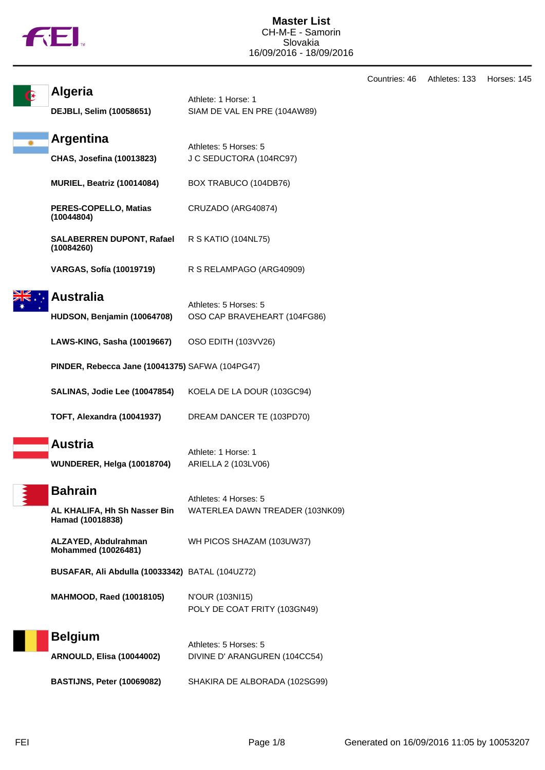# Master List

CH-M-E - Samorin
Slovakia
16/09/2016 - 18/09/2016

Countries: 46 Athletes: 133 Horses: 145

## Algeria

Athlete: 1 Horse: 1

| Athlete | Horse |
|---|---|
| **DEJBLI, Selim (10058651)** | SIAM DE VAL EN PRE (104AW89) |

## Argentina

Athletes: 5 Horses: 5

| Athlete | Horse |
|---|---|
| **CHAS, Josefina (10013823)** | J C SEDUCTORA (104RC97) |
| **MURIEL, Beatriz (10014084)** | BOX TRABUCO (104DB76) |
| **PERES-COPELLO, Matias (10044804)** | CRUZADO (ARG40874) |
| **SALABERREN DUPONT, Rafael (10084260)** | R S KATIO (104NL75) |
| **VARGAS, Sofía (10019719)** | R S RELAMPAGO (ARG40909) |

## Australia

Athletes: 5 Horses: 5

| Athlete | Horse |
|---|---|
| **HUDSON, Benjamin (10064708)** | OSO CAP BRAVEHEART (104FG86) |
| **LAWS-KING, Sasha (10019667)** | OSO EDITH (103VV26) |
| **PINDER, Rebecca Jane (10041375)** | SAFWA (104PG47) |
| **SALINAS, Jodie Lee (10047854)** | KOELA DE LA DOUR (103GC94) |
| **TOFT, Alexandra (10041937)** | DREAM DANCER TE (103PD70) |

## Austria

Athlete: 1 Horse: 1

| Athlete | Horse |
|---|---|
| **WUNDERER, Helga (10018704)** | ARIELLA 2 (103LV06) |

## Bahrain

Athletes: 4 Horses: 5

| Athlete | Horse |
|---|---|
| **AL KHALIFA, Hh Sh Nasser Bin Hamad (10018838)** | WATERLEA DAWN TREADER (103NK09) |
| **ALZAYED, Abdulrahman Mohammed (10026481)** | WH PICOS SHAZAM (103UW37) |
| **BUSAFAR, Ali Abdulla (10033342)** | BATAL (104UZ72) |
| **MAHMOOD, Raed (10018105)** | N'OUR (103NI15)<br>POLY DE COAT FRITY (103GN49) |

## Belgium

Athletes: 5 Horses: 5

| Athlete | Horse |
|---|---|
| **ARNOULD, Elisa (10044002)** | DIVINE D' ARANGUREN (104CC54) |
| **BASTIJNS, Peter (10069082)** | SHAKIRA DE ALBORADA (102SG99) |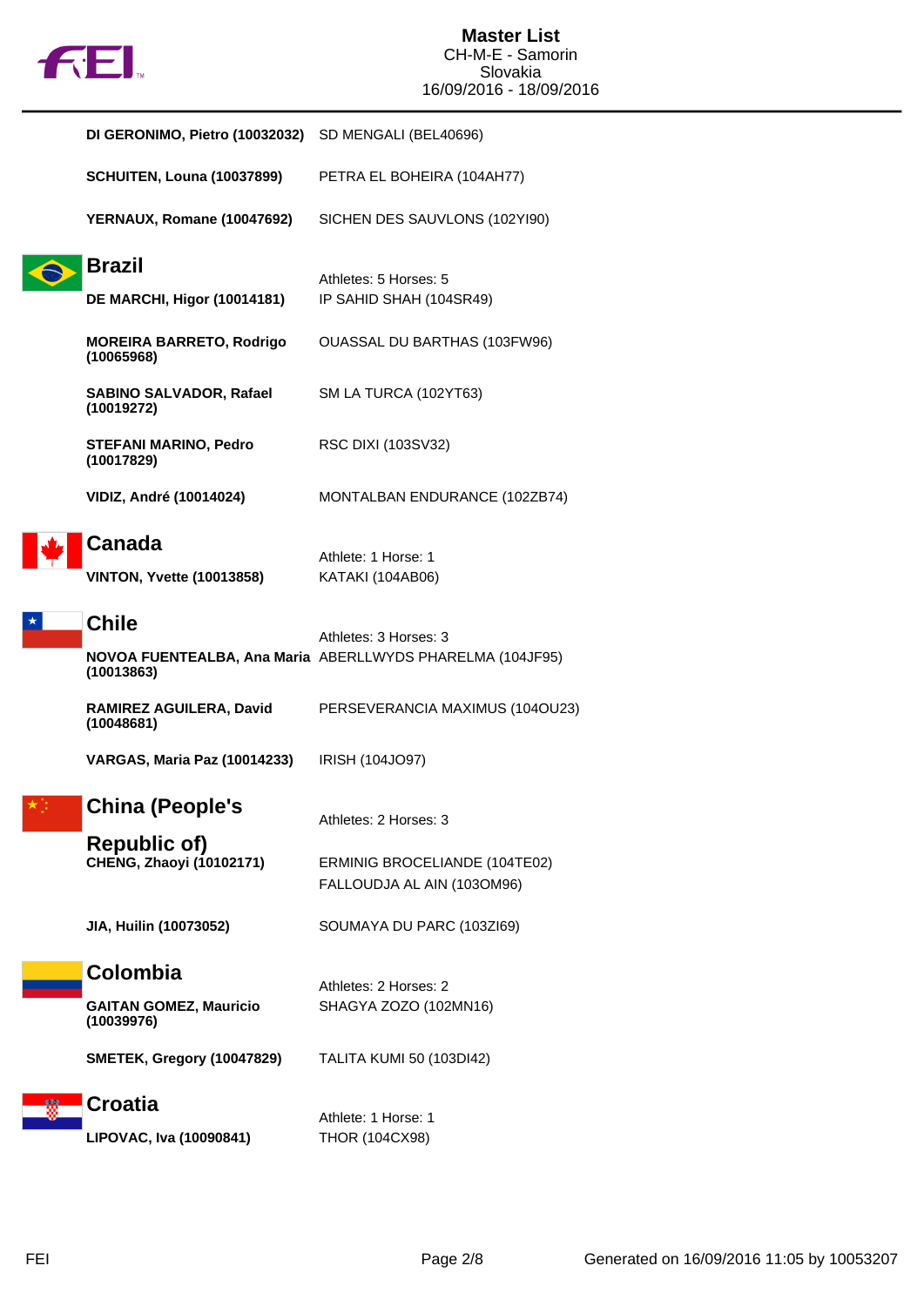| | |
|---|---|
| **DI GERONIMO, Pietro (10032032)** | SD MENGALI (BEL40696) |
| **SCHUITEN, Louna (10037899)** | PETRA EL BOHEIRA (104AH77) |
| **YERNAUX, Romane (10047692)** | SICHEN DES SAUVLONS (102YI90) |

## Brazil

Athletes: 5 Horses: 5

| | |
|---|---|
| **DE MARCHI, Higor (10014181)** | IP SAHID SHAH (104SR49) |
| **MOREIRA BARRETO, Rodrigo (10065968)** | OUASSAL DU BARTHAS (103FW96) |
| **SABINO SALVADOR, Rafael (10019272)** | SM LA TURCA (102YT63) |
| **STEFANI MARINO, Pedro (10017829)** | RSC DIXI (103SV32) |
| **VIDIZ, André (10014024)** | MONTALBAN ENDURANCE (102ZB74) |

## Canada

Athlete: 1 Horse: 1

| | |
|---|---|
| **VINTON, Yvette (10013858)** | KATAKI (104AB06) |

## Chile

Athletes: 3 Horses: 3

| | |
|---|---|
| **NOVOA FUENTEALBA, Ana Maria (10013863)** | ABERLLWYDS PHARELMA (104JF95) |
| **RAMIREZ AGUILERA, David (10048681)** | PERSEVERANCIA MAXIMUS (104OU23) |
| **VARGAS, Maria Paz (10014233)** | IRISH (104JO97) |

## China (People's Republic of)

Athletes: 2 Horses: 3

| | |
|---|---|
| **CHENG, Zhaoyi (10102171)** | ERMINIG BROCELIANDE (104TE02)<br>FALLOUDJA AL AIN (103OM96) |
| **JIA, Huilin (10073052)** | SOUMAYA DU PARC (103ZI69) |

## Colombia

Athletes: 2 Horses: 2

| | |
|---|---|
| **GAITAN GOMEZ, Mauricio (10039976)** | SHAGYA ZOZO (102MN16) |
| **SMETEK, Gregory (10047829)** | TALITA KUMI 50 (103DI42) |

## Croatia

Athlete: 1 Horse: 1

| | |
|---|---|
| **LIPOVAC, Iva (10090841)** | THOR (104CX98) |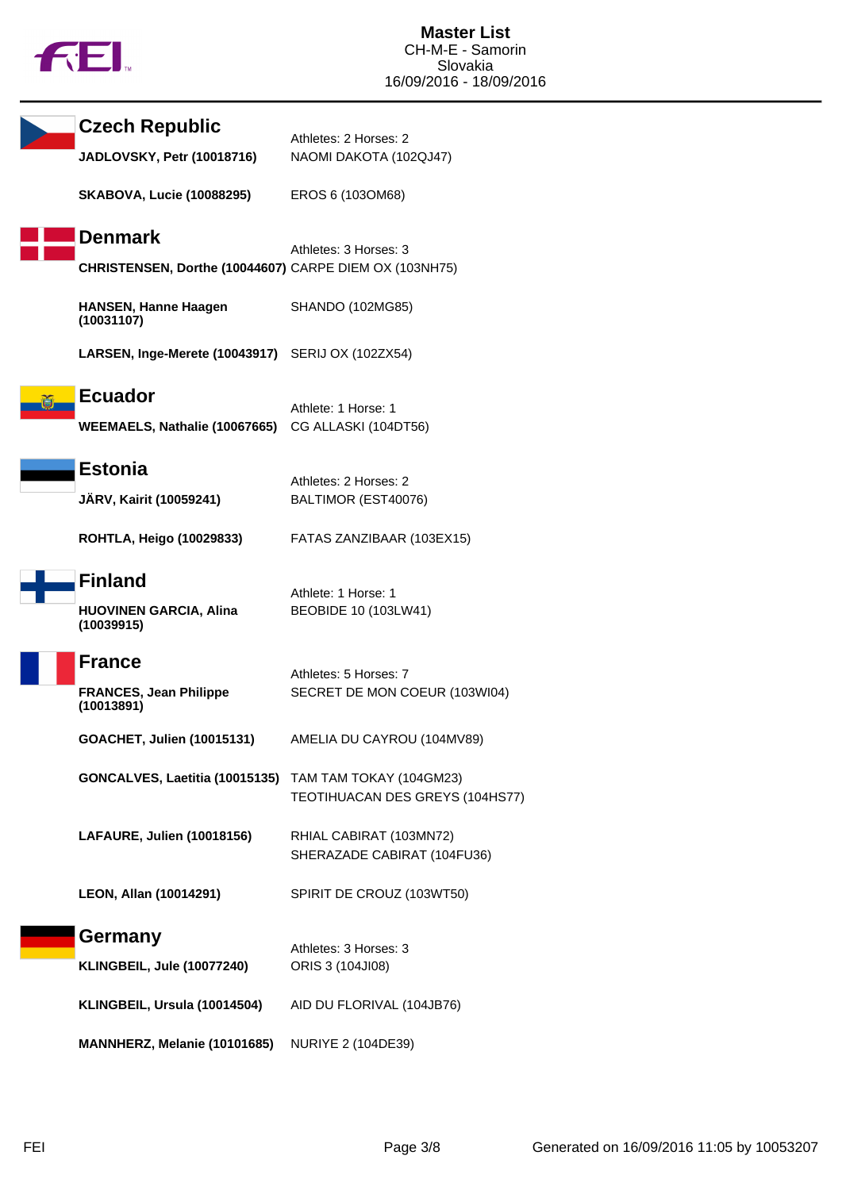# Master List

CH-M-E - Samorin
Slovakia
16/09/2016 - 18/09/2016

## Czech Republic

Athletes: 2 Horses: 2

| Athlete | Horse |
|---|---|
| **JADLOVSKY, Petr (10018716)** | NAOMI DAKOTA (102QJ47) |
| **SKABOVA, Lucie (10088295)** | EROS 6 (103OM68) |

## Denmark

Athletes: 3 Horses: 3

| Athlete | Horse |
|---|---|
| **CHRISTENSEN, Dorthe (10044607)** | CARPE DIEM OX (103NH75) |
| **HANSEN, Hanne Haagen (10031107)** | SHANDO (102MG85) |
| **LARSEN, Inge-Merete (10043917)** | SERIJ OX (102ZX54) |

## Ecuador

Athlete: 1 Horse: 1

| Athlete | Horse |
|---|---|
| **WEEMAELS, Nathalie (10067665)** | CG ALLASKI (104DT56) |

## Estonia

Athletes: 2 Horses: 2

| Athlete | Horse |
|---|---|
| **JÄRV, Kairit (10059241)** | BALTIMOR (EST40076) |
| **ROHTLA, Heigo (10029833)** | FATAS ZANZIBAAR (103EX15) |

## Finland

Athlete: 1 Horse: 1

| Athlete | Horse |
|---|---|
| **HUOVINEN GARCIA, Alina (10039915)** | BEOBIDE 10 (103LW41) |

## France

Athletes: 5 Horses: 7

| Athlete | Horse |
|---|---|
| **FRANCES, Jean Philippe (10013891)** | SECRET DE MON COEUR (103WI04) |
| **GOACHET, Julien (10015131)** | AMELIA DU CAYROU (104MV89) |
| **GONCALVES, Laetitia (10015135)** | TAM TAM TOKAY (104GM23)<br>TEOTIHUACAN DES GREYS (104HS77) |
| **LAFAURE, Julien (10018156)** | RHIAL CABIRAT (103MN72)<br>SHERAZADE CABIRAT (104FU36) |
| **LEON, Allan (10014291)** | SPIRIT DE CROUZ (103WT50) |

## Germany

Athletes: 3 Horses: 3

| Athlete | Horse |
|---|---|
| **KLINGBEIL, Jule (10077240)** | ORIS 3 (104JI08) |
| **KLINGBEIL, Ursula (10014504)** | AID DU FLORIVAL (104JB76) |
| **MANNHERZ, Melanie (10101685)** | NURIYE 2 (104DE39) |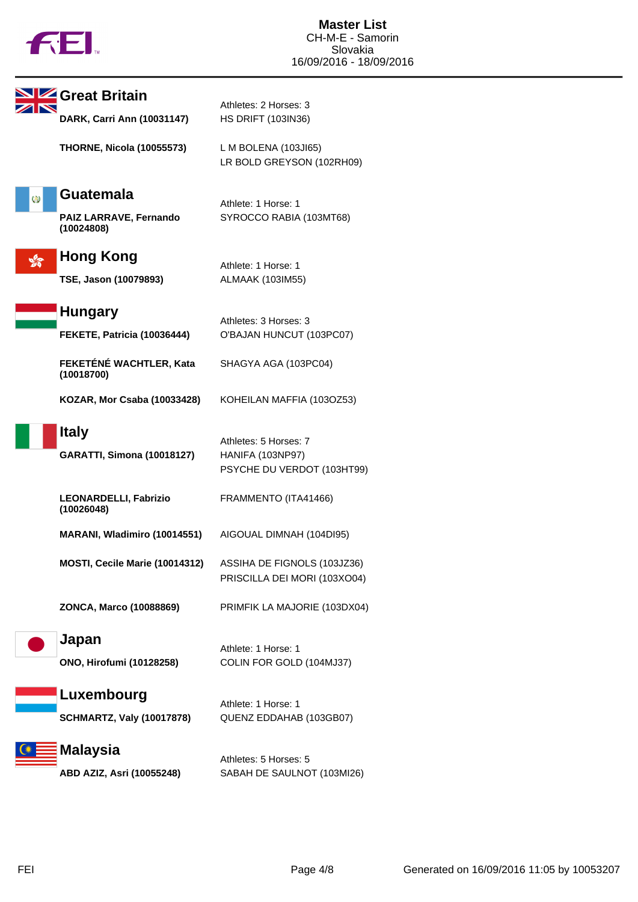# Master List

CH-M-E - Samorin
Slovakia
16/09/2016 - 18/09/2016

## Great Britain

Athletes: 2 Horses: 3

| Athlete | Horse |
|---|---|
| **DARK, Carri Ann (10031147)** | HS DRIFT (103IN36) |
| **THORNE, Nicola (10055573)** | L M BOLENA (103JI65) |
| | LR BOLD GREYSON (102RH09) |

## Guatemala

Athlete: 1 Horse: 1

| Athlete | Horse |
|---|---|
| **PAIZ LARRAVE, Fernando (10024808)** | SYROCCO RABIA (103MT68) |

## Hong Kong

Athlete: 1 Horse: 1

| Athlete | Horse |
|---|---|
| **TSE, Jason (10079893)** | ALMAAK (103IM55) |

## Hungary

Athletes: 3 Horses: 3

| Athlete | Horse |
|---|---|
| **FEKETE, Patricia (10036444)** | O'BAJAN HUNCUT (103PC07) |
| **FEKETÉNÉ WACHTLER, Kata (10018700)** | SHAGYA AGA (103PC04) |
| **KOZAR, Mor Csaba (10033428)** | KOHEILAN MAFFIA (103OZ53) |

## Italy

Athletes: 5 Horses: 7

| Athlete | Horse |
|---|---|
| **GARATTI, Simona (10018127)** | HANIFA (103NP97) |
| | PSYCHE DU VERDOT (103HT99) |
| **LEONARDELLI, Fabrizio (10026048)** | FRAMMENTO (ITA41466) |
| **MARANI, Wladimiro (10014551)** | AIGOUAL DIMNAH (104DI95) |
| **MOSTI, Cecile Marie (10014312)** | ASSIHA DE FIGNOLS (103JZ36) |
| | PRISCILLA DEI MORI (103XO04) |
| **ZONCA, Marco (10088869)** | PRIMFIK LA MAJORIE (103DX04) |

## Japan

Athlete: 1 Horse: 1

| Athlete | Horse |
|---|---|
| **ONO, Hirofumi (10128258)** | COLIN FOR GOLD (104MJ37) |

## Luxembourg

Athlete: 1 Horse: 1

| Athlete | Horse |
|---|---|
| **SCHMARTZ, Valy (10017878)** | QUENZ EDDAHAB (103GB07) |

## Malaysia

Athletes: 5 Horses: 5

| Athlete | Horse |
|---|---|
| **ABD AZIZ, Asri (10055248)** | SABAH DE SAULNOT (103MI26) |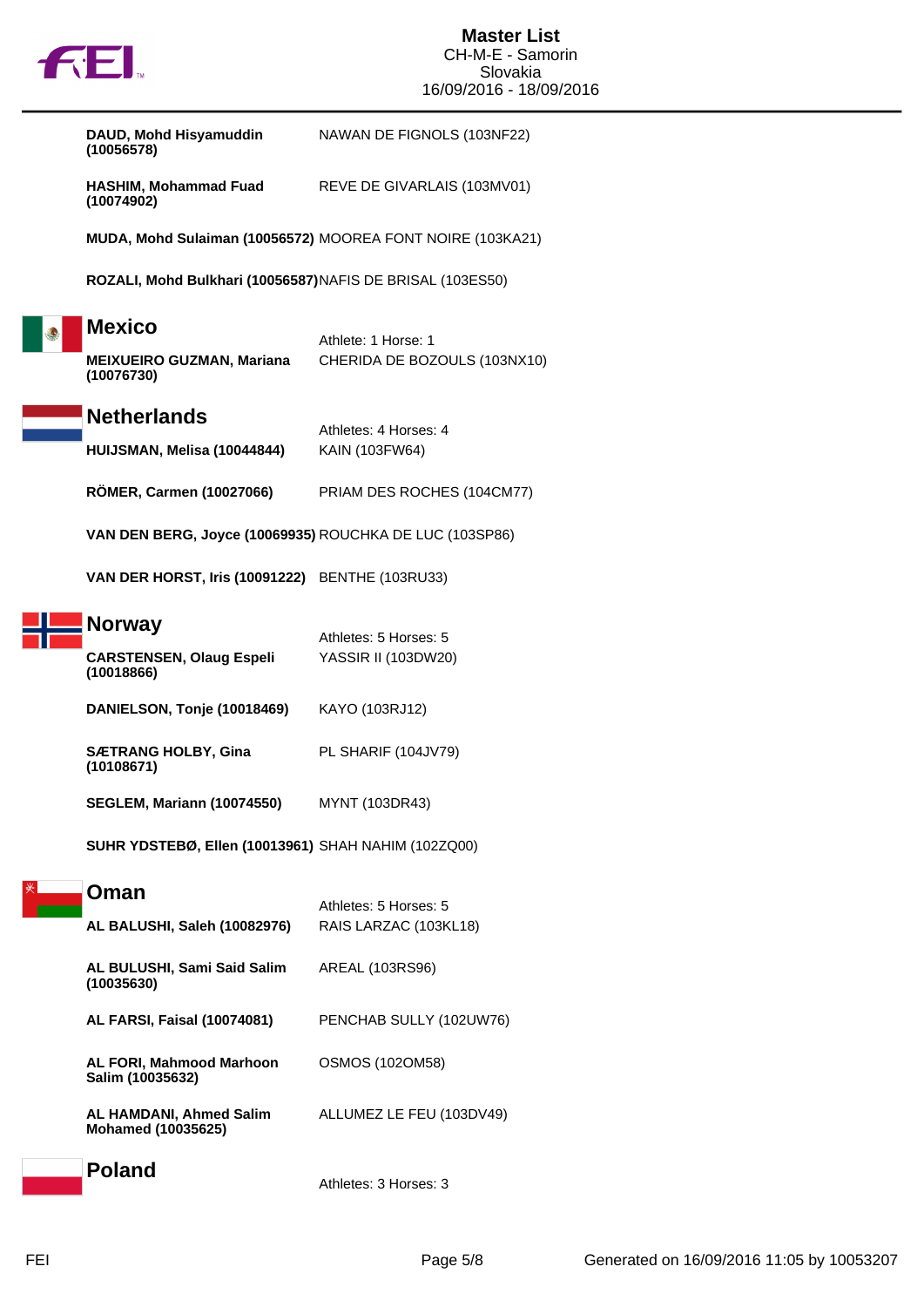| | |
|---|---|
| **DAUD, Mohd Hisyamuddin (10056578)** | NAWAN DE FIGNOLS (103NF22) |
| **HASHIM, Mohammad Fuad (10074902)** | REVE DE GIVARLAIS (103MV01) |
| **MUDA, Mohd Sulaiman (10056572)** | MOOREA FONT NOIRE (103KA21) |
| **ROZALI, Mohd Bulkhari (10056587)** | NAFIS DE BRISAL (103ES50) |

## Mexico

Athlete: 1 Horse: 1

| | |
|---|---|
| **MEIXUEIRO GUZMAN, Mariana (10076730)** | CHERIDA DE BOZOULS (103NX10) |

## Netherlands

Athletes: 4 Horses: 4

| | |
|---|---|
| **HUIJSMAN, Melisa (10044844)** | KAIN (103FW64) |
| **RÖMER, Carmen (10027066)** | PRIAM DES ROCHES (104CM77) |
| **VAN DEN BERG, Joyce (10069935)** | ROUCHKA DE LUC (103SP86) |
| **VAN DER HORST, Iris (10091222)** | BENTHE (103RU33) |

## Norway

Athletes: 5 Horses: 5

| | |
|---|---|
| **CARSTENSEN, Olaug Espeli (10018866)** | YASSIR II (103DW20) |
| **DANIELSON, Tonje (10018469)** | KAYO (103RJ12) |
| **SÆTRANG HOLBY, Gina (10108671)** | PL SHARIF (104JV79) |
| **SEGLEM, Mariann (10074550)** | MYNT (103DR43) |
| **SUHR YDSTEBØ, Ellen (10013961)** | SHAH NAHIM (102ZQ00) |

## Oman

Athletes: 5 Horses: 5

| | |
|---|---|
| **AL BALUSHI, Saleh (10082976)** | RAIS LARZAC (103KL18) |
| **AL BULUSHI, Sami Said Salim (10035630)** | AREAL (103RS96) |
| **AL FARSI, Faisal (10074081)** | PENCHAB SULLY (102UW76) |
| **AL FORI, Mahmood Marhoon Salim (10035632)** | OSMOS (102OM58) |
| **AL HAMDANI, Ahmed Salim Mohamed (10035625)** | ALLUMEZ LE FEU (103DV49) |

## Poland

Athletes: 3 Horses: 3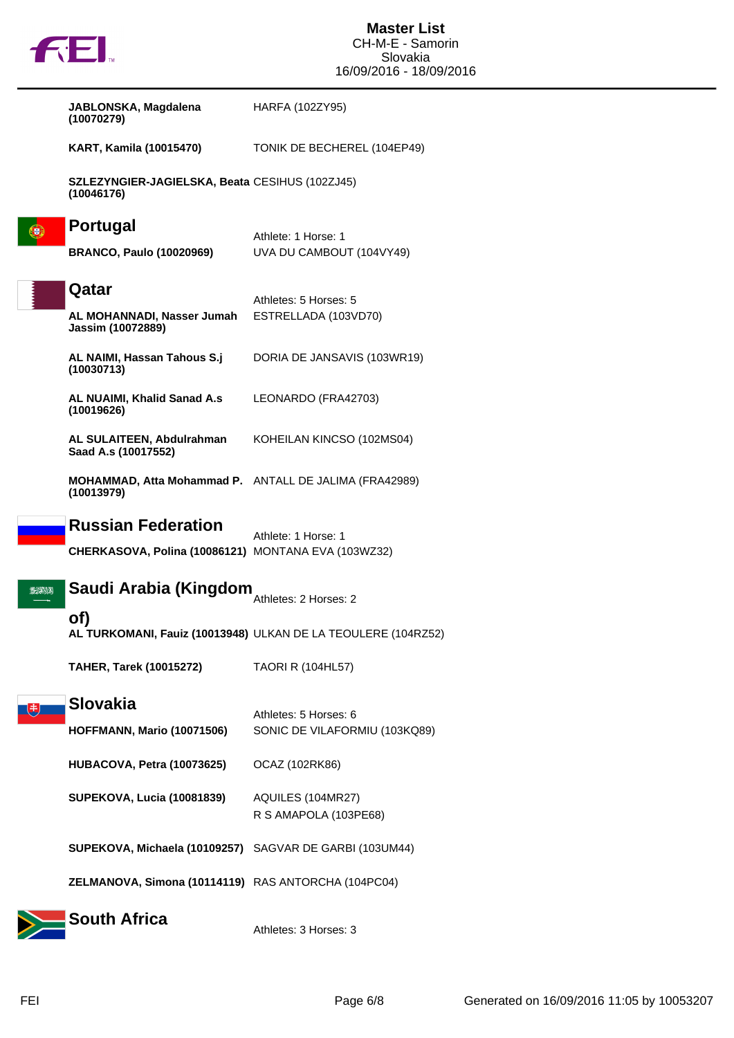| | |
|---|---|
| **JABLONSKA, Magdalena (10070279)** | HARFA (102ZY95) |
| **KART, Kamila (10015470)** | TONIK DE BECHEREL (104EP49) |
| **SZLEZYNGIER-JAGIELSKA, Beata (10046176)** | CESIHUS (102ZJ45) |

## Portugal

Athlete: 1 Horse: 1

| | |
|---|---|
| **BRANCO, Paulo (10020969)** | UVA DU CAMBOUT (104VY49) |

## Qatar

Athletes: 5 Horses: 5

| | |
|---|---|
| **AL MOHANNADI, Nasser Jumah Jassim (10072889)** | ESTRELLADA (103VD70) |
| **AL NAIMI, Hassan Tahous S.j (10030713)** | DORIA DE JANSAVIS (103WR19) |
| **AL NUAIMI, Khalid Sanad A.s (10019626)** | LEONARDO (FRA42703) |
| **AL SULAITEEN, Abdulrahman Saad A.s (10017552)** | KOHEILAN KINCSO (102MS04) |
| **MOHAMMAD, Atta Mohammad P. (10013979)** | ANTALL DE JALIMA (FRA42989) |

## Russian Federation

Athlete: 1 Horse: 1

| | |
|---|---|
| **CHERKASOVA, Polina (10086121)** | MONTANA EVA (103WZ32) |

## Saudi Arabia (Kingdom of)

Athletes: 2 Horses: 2

| | |
|---|---|
| **AL TURKOMANI, Fauiz (10013948)** | ULKAN DE LA TEOULERE (104RZ52) |
| **TAHER, Tarek (10015272)** | TAORI R (104HL57) |

## Slovakia

Athletes: 5 Horses: 6

| | |
|---|---|
| **HOFFMANN, Mario (10071506)** | SONIC DE VILAFORMIU (103KQ89) |
| **HUBACOVA, Petra (10073625)** | OCAZ (102RK86) |
| **SUPEKOVA, Lucia (10081839)** | AQUILES (104MR27) |
| | R S AMAPOLA (103PE68) |
| **SUPEKOVA, Michaela (10109257)** | SAGVAR DE GARBI (103UM44) |
| **ZELMANOVA, Simona (10114119)** | RAS ANTORCHA (104PC04) |

## South Africa

Athletes: 3 Horses: 3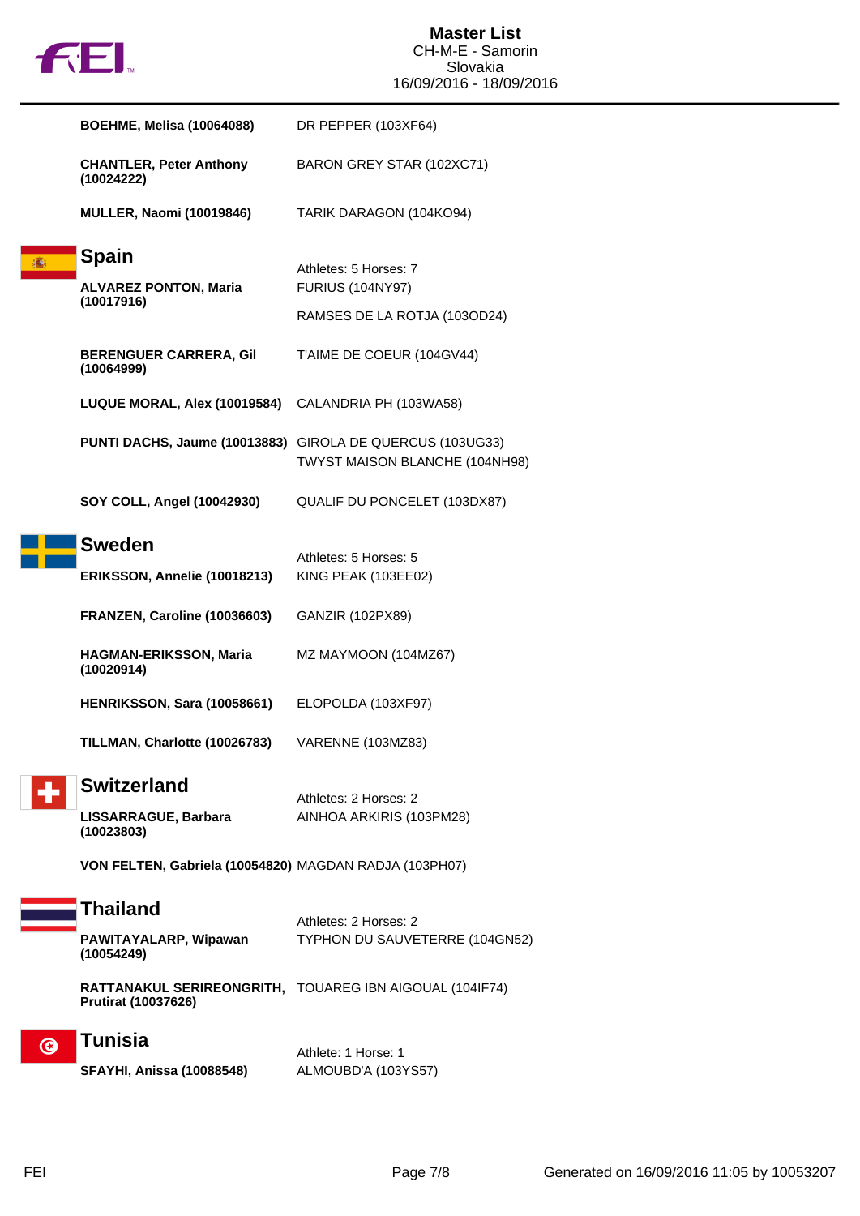# Master List

CH-M-E - Samorin
Slovakia
16/09/2016 - 18/09/2016

| Athlete | Horse |
|---|---|
| **BOEHME, Melisa (10064088)** | DR PEPPER (103XF64) |
| **CHANTLER, Peter Anthony (10024222)** | BARON GREY STAR (102XC71) |
| **MULLER, Naomi (10019846)** | TARIK DARAGON (104KO94) |

## Spain

Athletes: 5 Horses: 7

| Athlete | Horse |
|---|---|
| **ALVAREZ PONTON, Maria (10017916)** | FURIUS (104NY97) |
| | RAMSES DE LA ROTJA (103OD24) |
| **BERENGUER CARRERA, Gil (10064999)** | T'AIME DE COEUR (104GV44) |
| **LUQUE MORAL, Alex (10019584)** | CALANDRIA PH (103WA58) |
| **PUNTI DACHS, Jaume (10013883)** | GIROLA DE QUERCUS (103UG33) |
| | TWYST MAISON BLANCHE (104NH98) |
| **SOY COLL, Angel (10042930)** | QUALIF DU PONCELET (103DX87) |

## Sweden

Athletes: 5 Horses: 5

| Athlete | Horse |
|---|---|
| **ERIKSSON, Annelie (10018213)** | KING PEAK (103EE02) |
| **FRANZEN, Caroline (10036603)** | GANZIR (102PX89) |
| **HAGMAN-ERIKSSON, Maria (10020914)** | MZ MAYMOON (104MZ67) |
| **HENRIKSSON, Sara (10058661)** | ELOPOLDA (103XF97) |
| **TILLMAN, Charlotte (10026783)** | VARENNE (103MZ83) |

## Switzerland

Athletes: 2 Horses: 2

| Athlete | Horse |
|---|---|
| **LISSARRAGUE, Barbara (10023803)** | AINHOA ARKIRIS (103PM28) |
| **VON FELTEN, Gabriela (10054820)** | MAGDAN RADJA (103PH07) |

## Thailand

Athletes: 2 Horses: 2

| Athlete | Horse |
|---|---|
| **PAWITAYALARP, Wipawan (10054249)** | TYPHON DU SAUVETERRE (104GN52) |
| **RATTANAKUL SERIREONGRITH, Prutirat (10037626)** | TOUAREG IBN AIGOUAL (104IF74) |

## Tunisia

Athlete: 1 Horse: 1

| Athlete | Horse |
|---|---|
| **SFAYHI, Anissa (10088548)** | ALMOUBD'A (103YS57) |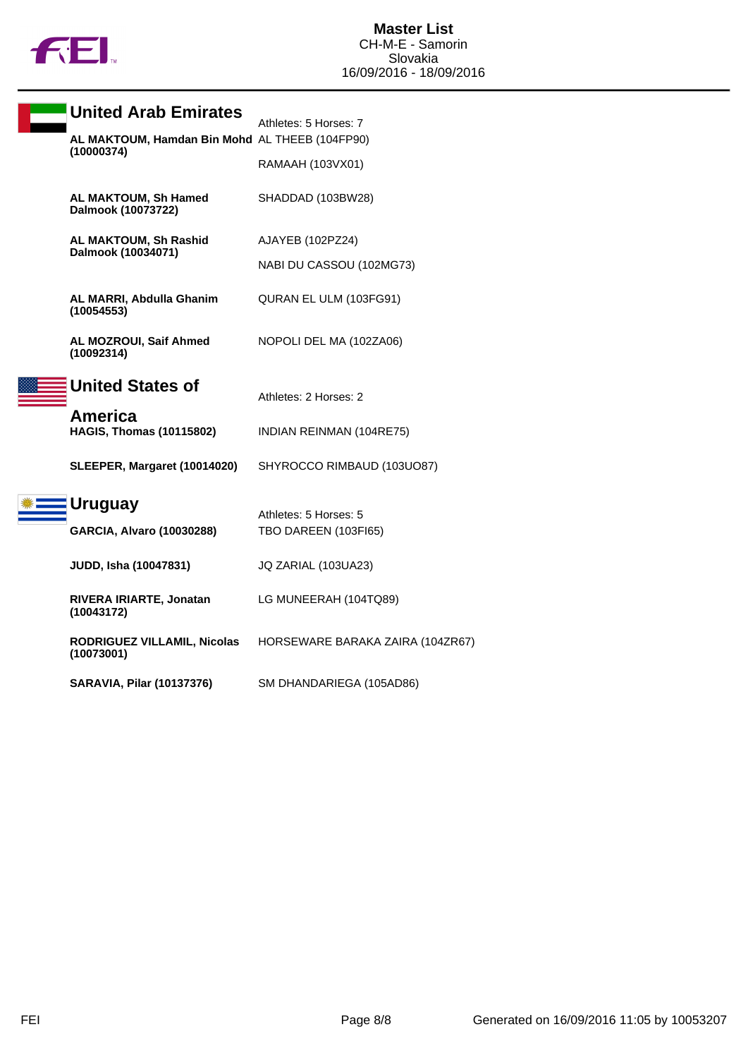**Master List**
CH-M-E - Samorin
Slovakia
16/09/2016 - 18/09/2016

## United Arab Emirates

Athletes: 5 Horses: 7

| | |
|---|---|
| **AL MAKTOUM, Hamdan Bin Mohd (10000374)** | AL THEEB (104FP90) |
| | RAMAAH (103VX01) |
| **AL MAKTOUM, Sh Hamed Dalmook (10073722)** | SHADDAD (103BW28) |
| **AL MAKTOUM, Sh Rashid Dalmook (10034071)** | AJAYEB (102PZ24) |
| | NABI DU CASSOU (102MG73) |
| **AL MARRI, Abdulla Ghanim (10054553)** | QURAN EL ULM (103FG91) |
| **AL MOZROUI, Saif Ahmed (10092314)** | NOPOLI DEL MA (102ZA06) |

## United States of America

Athletes: 2 Horses: 2

| | |
|---|---|
| **HAGIS, Thomas (10115802)** | INDIAN REINMAN (104RE75) |
| **SLEEPER, Margaret (10014020)** | SHYROCCO RIMBAUD (103UO87) |

## Uruguay

Athletes: 5 Horses: 5

| | |
|---|---|
| **GARCIA, Alvaro (10030288)** | TBO DAREEN (103FI65) |
| **JUDD, Isha (10047831)** | JQ ZARIAL (103UA23) |
| **RIVERA IRIARTE, Jonatan (10043172)** | LG MUNEERAH (104TQ89) |
| **RODRIGUEZ VILLAMIL, Nicolas (10073001)** | HORSEWARE BARAKA ZAIRA (104ZR67) |
| **SARAVIA, Pilar (10137376)** | SM DHANDARIEGA (105AD86) |

Generated on 16/09/2016 11:05 by 10053207